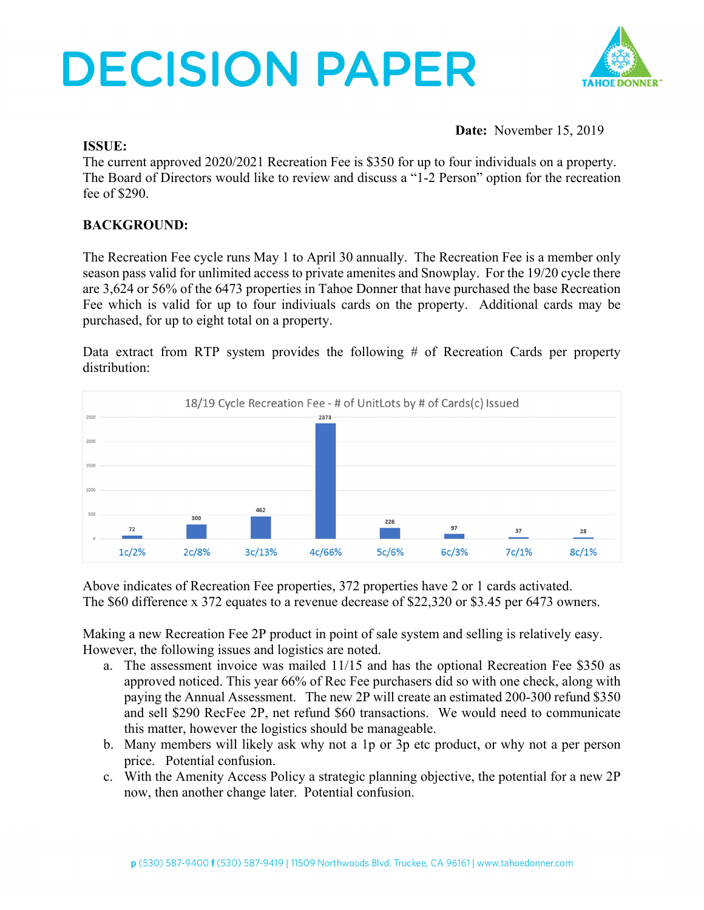# DECISION PAPER

**Date:** November 15, 2019

**ISSUE:**

The current approved 2020/2021 Recreation Fee is $350 for up to four individuals on a property. The Board of Directors would like to review and discuss a "1-2 Person" option for the recreation fee of $290.

**BACKGROUND:**

The Recreation Fee cycle runs May 1 to April 30 annually. The Recreation Fee is a member only season pass valid for unlimited access to private amenites and Snowplay. For the 19/20 cycle there are 3,624 or 56% of the 6473 properties in Tahoe Donner that have purchased the base Recreation Fee which is valid for up to four indiviuals cards on the property. Additional cards may be purchased, for up to eight total on a property.

Data extract from RTP system provides the following # of Recreation Cards per property distribution:

18/19 Cycle Recreation Fee - # of UnitLots by # of Cards(c) Issued

| 1c/2% | 2c/8% | 3c/13% | 4c/66% | 5c/6% | 6c/3% | 7c/1% | 8c/1% |
|---|---|---|---|---|---|---|---|
| 72 | 300 | 462 | 2373 | 226 | 97 | 37 | 28 |

Above indicates of Recreation Fee properties, 372 properties have 2 or 1 cards activated. The $60 difference x 372 equates to a revenue decrease of $22,320 or $3.45 per 6473 owners.

Making a new Recreation Fee 2P product in point of sale system and selling is relatively easy. However, the following issues and logistics are noted.

a. The assessment invoice was mailed 11/15 and has the optional Recreation Fee $350 as approved noticed. This year 66% of Rec Fee purchasers did so with one check, along with paying the Annual Assessment. The new 2P will create an estimated 200-300 refund $350 and sell $290 RecFee 2P, net refund $60 transactions. We would need to communicate this matter, however the logistics should be manageable.
b. Many members will likely ask why not a 1p or 3p etc product, or why not a per person price. Potential confusion.
c. With the Amenity Access Policy a strategic planning objective, the potential for a new 2P now, then another change later. Potential confusion.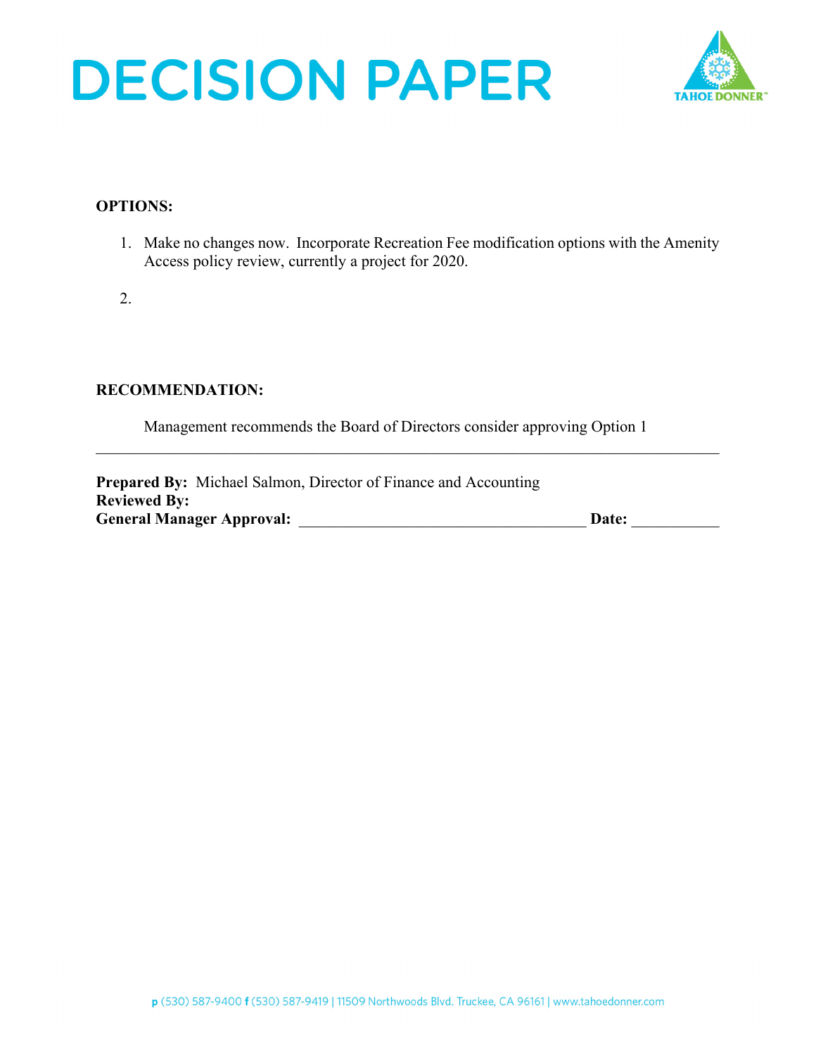# DECISION PAPER

**OPTIONS:**

1. Make no changes now. Incorporate Recreation Fee modification options with the Amenity Access policy review, currently a project for 2020.

2.

**RECOMMENDATION:**

Management recommends the Board of Directors consider approving Option 1

---

**Prepared By:** Michael Salmon, Director of Finance and Accounting
**Reviewed By:**
**General Manager Approval:** ___________________________________ **Date:** __________